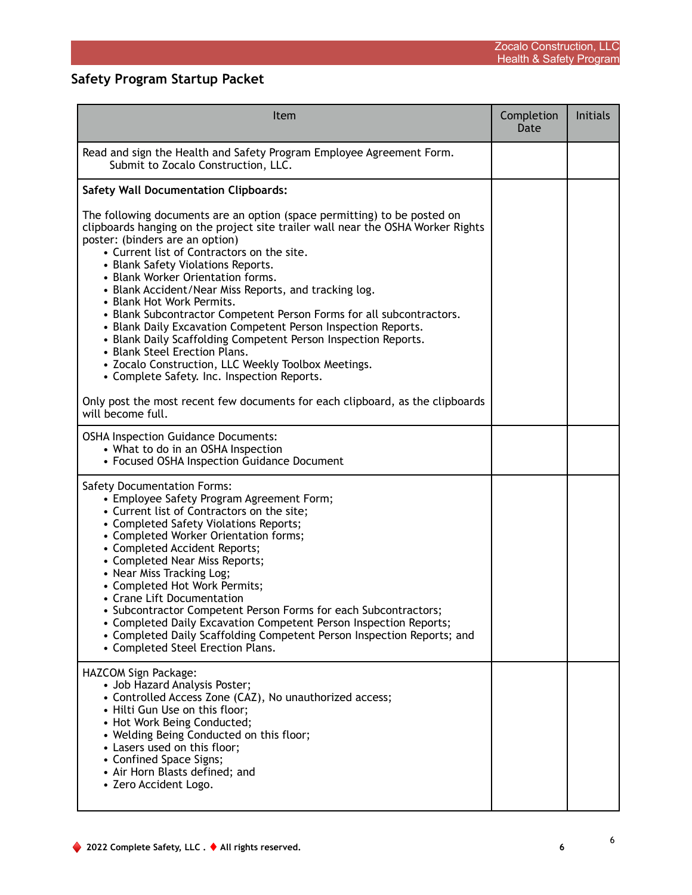## Safety Program Startup Packet

| Item | Completion Date | Initials |
|---|---|---|
| Read and sign the Health and Safety Program Employee Agreement Form. Submit to Zocalo Construction, LLC. | | |
| **Safety Wall Documentation Clipboards:**<br><br>The following documents are an option (space permitting) to be posted on clipboards hanging on the project site trailer wall near the OSHA Worker Rights poster: (binders are an option)<br>• Current list of Contractors on the site.<br>• Blank Safety Violations Reports.<br>• Blank Worker Orientation forms.<br>• Blank Accident/Near Miss Reports, and tracking log.<br>• Blank Hot Work Permits.<br>• Blank Subcontractor Competent Person Forms for all subcontractors.<br>• Blank Daily Excavation Competent Person Inspection Reports.<br>• Blank Daily Scaffolding Competent Person Inspection Reports.<br>• Blank Steel Erection Plans.<br>• Zocalo Construction, LLC Weekly Toolbox Meetings.<br>• Complete Safety. Inc. Inspection Reports.<br><br>Only post the most recent few documents for each clipboard, as the clipboards will become full. | | |
| OSHA Inspection Guidance Documents:<br>• What to do in an OSHA Inspection<br>• Focused OSHA Inspection Guidance Document | | |
| Safety Documentation Forms:<br>• Employee Safety Program Agreement Form;<br>• Current list of Contractors on the site;<br>• Completed Safety Violations Reports;<br>• Completed Worker Orientation forms;<br>• Completed Accident Reports;<br>• Completed Near Miss Reports;<br>• Near Miss Tracking Log;<br>• Completed Hot Work Permits;<br>• Crane Lift Documentation<br>• Subcontractor Competent Person Forms for each Subcontractors;<br>• Completed Daily Excavation Competent Person Inspection Reports;<br>• Completed Daily Scaffolding Competent Person Inspection Reports; and<br>• Completed Steel Erection Plans. | | |
| HAZCOM Sign Package:<br>• Job Hazard Analysis Poster;<br>• Controlled Access Zone (CAZ), No unauthorized access;<br>• Hilti Gun Use on this floor;<br>• Hot Work Being Conducted;<br>• Welding Being Conducted on this floor;<br>• Lasers used on this floor;<br>• Confined Space Signs;<br>• Air Horn Blasts defined; and<br>• Zero Accident Logo. | | |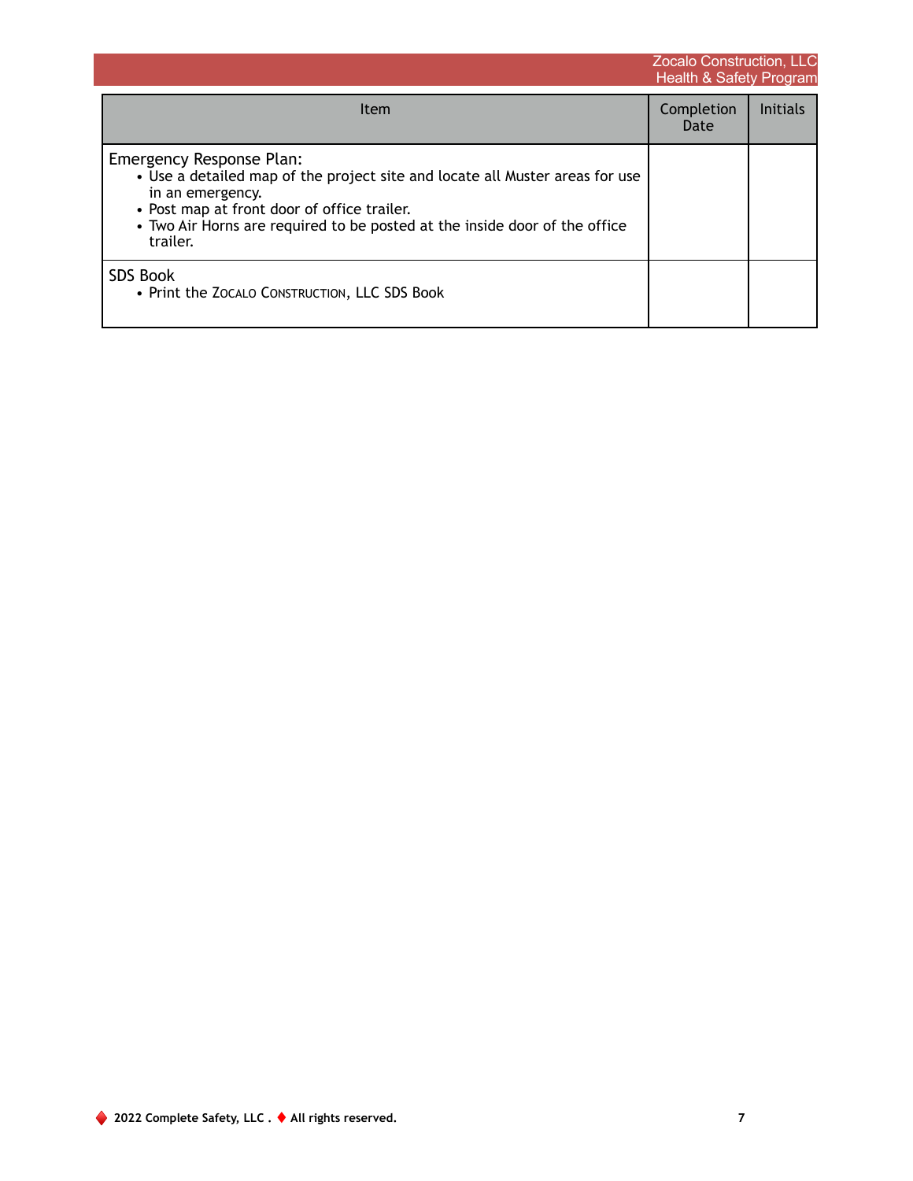| Item | Completion Date | Initials |
|---|---|---|
| Emergency Response Plan:<br>• Use a detailed map of the project site and locate all Muster areas for use in an emergency.<br>• Post map at front door of office trailer.<br>• Two Air Horns are required to be posted at the inside door of the office trailer. | | |
| SDS Book<br>• Print the ZOCALO CONSTRUCTION, LLC SDS Book | | |